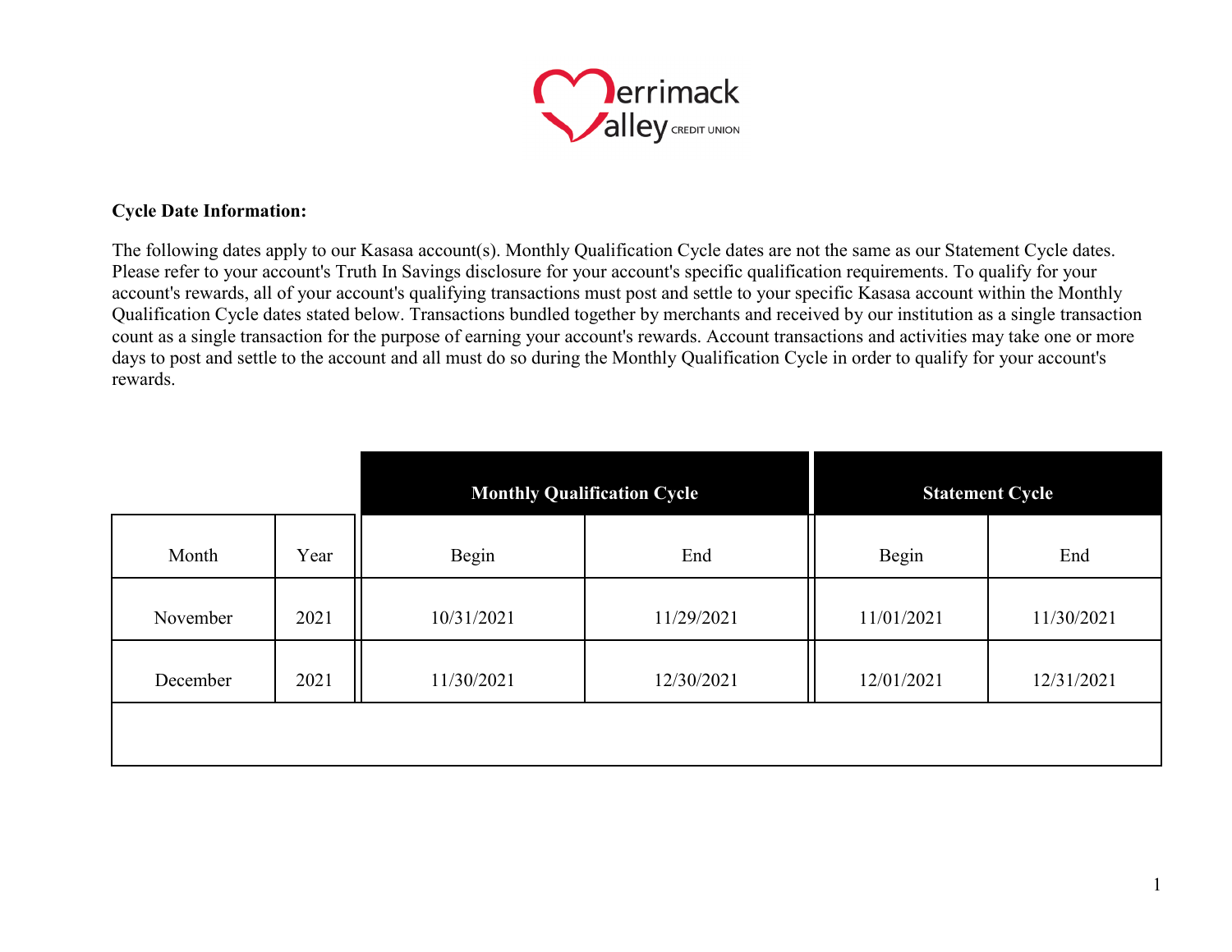**Cycle Date Information:**

The following dates apply to our Kasasa account(s). Monthly Qualification Cycle dates are not the same as our Statement Cycle dates. Please refer to your account's Truth In Savings disclosure for your account's specific qualification requirements. To qualify for your account's rewards, all of your account's qualifying transactions must post and settle to your specific Kasasa account within the Monthly Qualification Cycle dates stated below. Transactions bundled together by merchants and received by our institution as a single transaction count as a single transaction for the purpose of earning your account's rewards. Account transactions and activities may take one or more days to post and settle to the account and all must do so during the Monthly Qualification Cycle in order to qualify for your account's rewards.

| | | Monthly Qualification Cycle | | Statement Cycle | |
|---|---|---|---|---|---|
| Month | Year | Begin | End | Begin | End |
| November | 2021 | 10/31/2021 | 11/29/2021 | 11/01/2021 | 11/30/2021 |
| December | 2021 | 11/30/2021 | 12/30/2021 | 12/01/2021 | 12/31/2021 |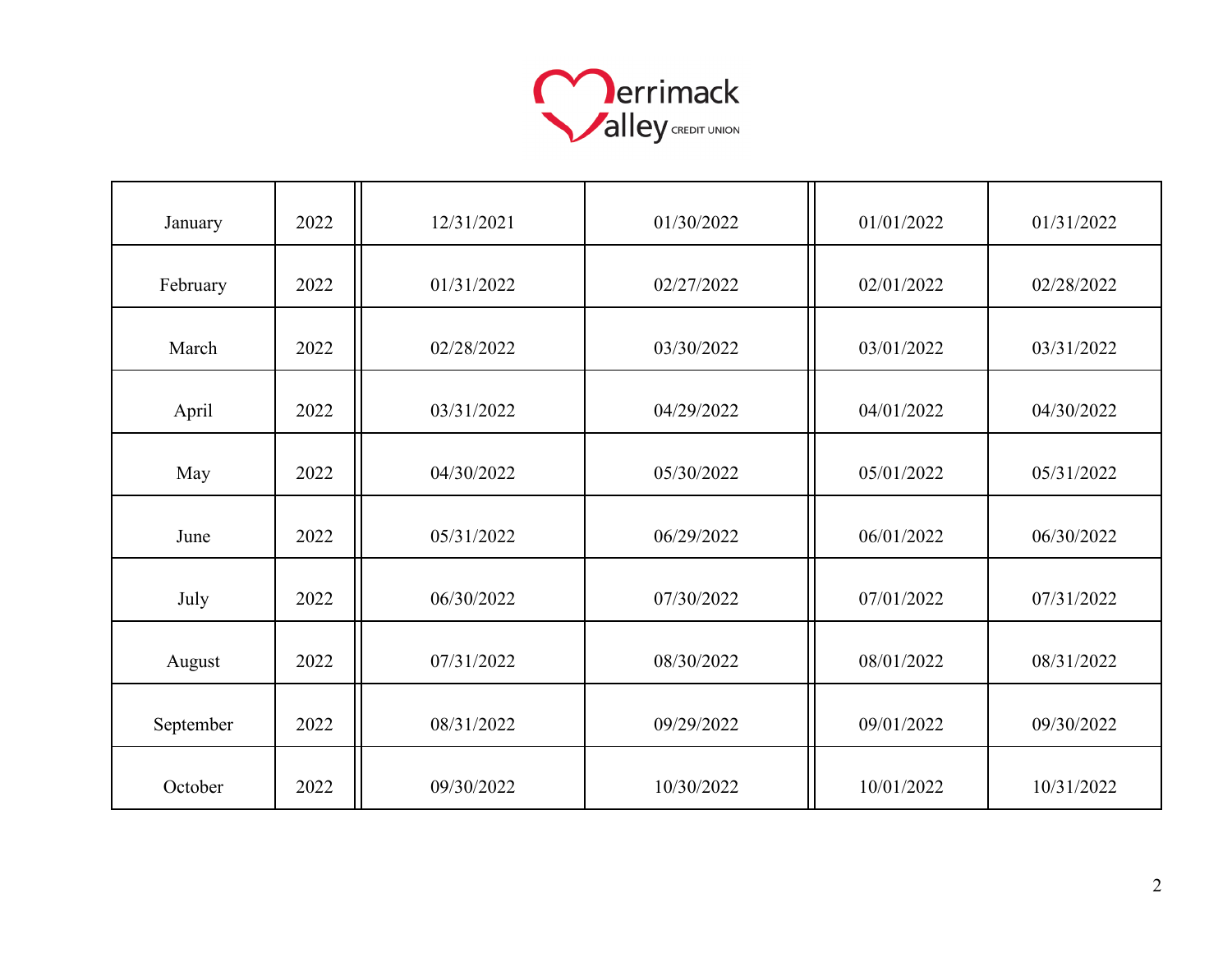Merrimack Valley Credit Union

| | | | | | |
|---|---|---|---|---|---|
| January | 2022 | 12/31/2021 | 01/30/2022 | 01/01/2022 | 01/31/2022 |
| February | 2022 | 01/31/2022 | 02/27/2022 | 02/01/2022 | 02/28/2022 |
| March | 2022 | 02/28/2022 | 03/30/2022 | 03/01/2022 | 03/31/2022 |
| April | 2022 | 03/31/2022 | 04/29/2022 | 04/01/2022 | 04/30/2022 |
| May | 2022 | 04/30/2022 | 05/30/2022 | 05/01/2022 | 05/31/2022 |
| June | 2022 | 05/31/2022 | 06/29/2022 | 06/01/2022 | 06/30/2022 |
| July | 2022 | 06/30/2022 | 07/30/2022 | 07/01/2022 | 07/31/2022 |
| August | 2022 | 07/31/2022 | 08/30/2022 | 08/01/2022 | 08/31/2022 |
| September | 2022 | 08/31/2022 | 09/29/2022 | 09/01/2022 | 09/30/2022 |
| October | 2022 | 09/30/2022 | 10/30/2022 | 10/01/2022 | 10/31/2022 |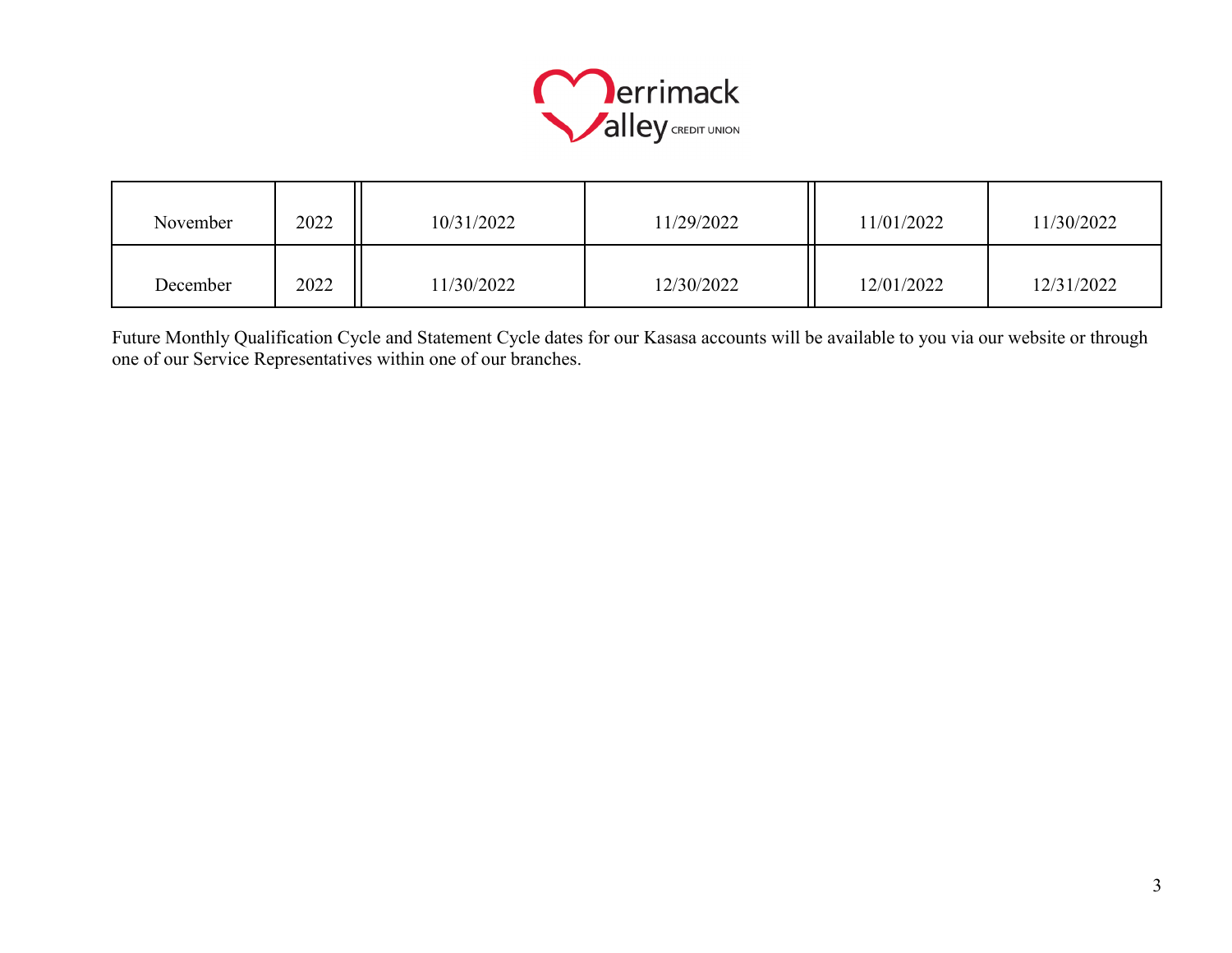| | | | | | |
|---|---|---|---|---|---|
| November | 2022 | 10/31/2022 | 11/29/2022 | 11/01/2022 | 11/30/2022 |
| December | 2022 | 11/30/2022 | 12/30/2022 | 12/01/2022 | 12/31/2022 |

Future Monthly Qualification Cycle and Statement Cycle dates for our Kasasa accounts will be available to you via our website or through one of our Service Representatives within one of our branches.